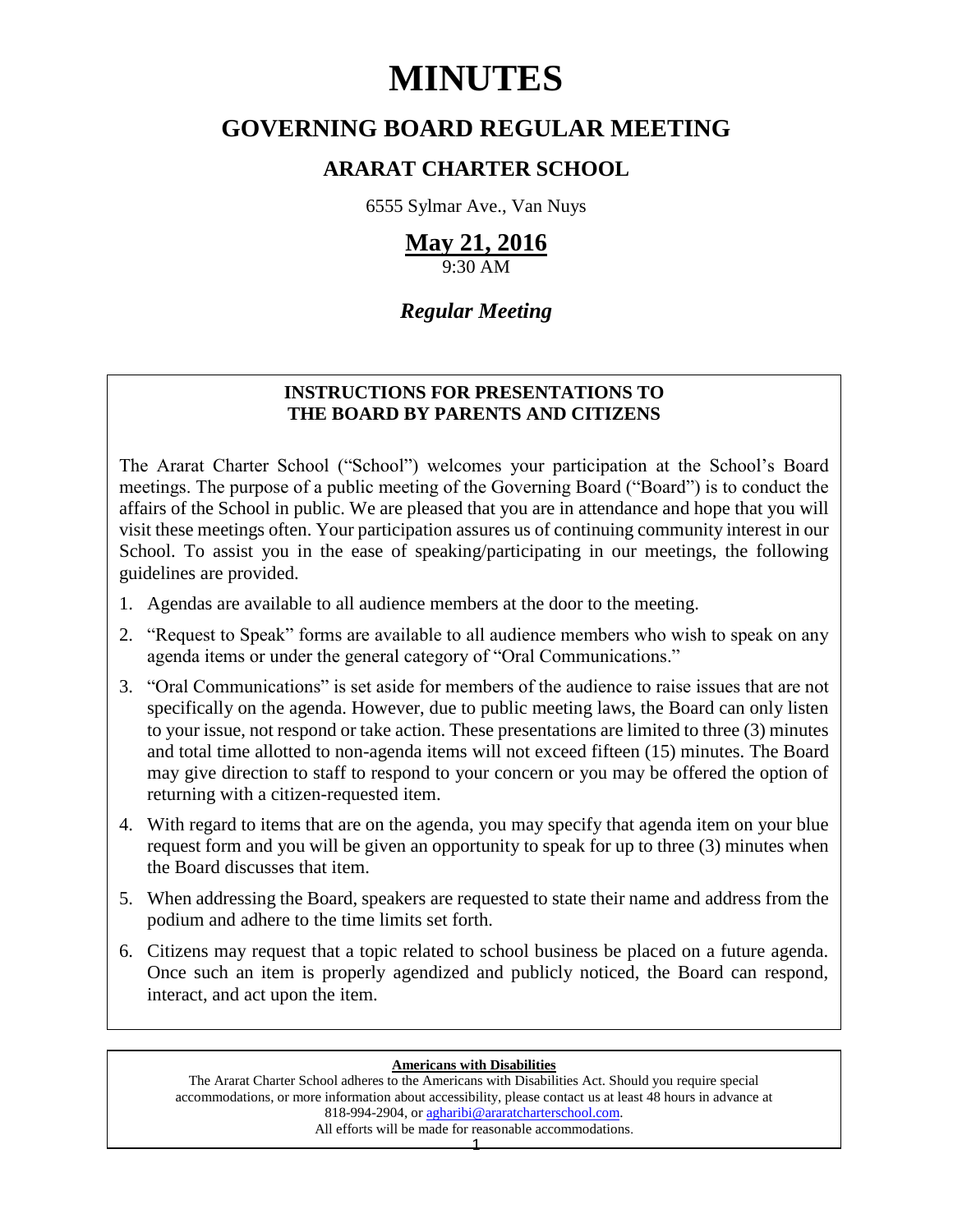# MINUTES

## GOVERNING BOARD REGULAR MEETING

### ARARAT CHARTER SCHOOL

6555 Sylmar Ave., Van Nuys

**May 21, 2016**

9:30 AM

***Regular Meeting***

**INSTRUCTIONS FOR PRESENTATIONS TO THE BOARD BY PARENTS AND CITIZENS**

The Ararat Charter School ("School") welcomes your participation at the School's Board meetings. The purpose of a public meeting of the Governing Board ("Board") is to conduct the affairs of the School in public. We are pleased that you are in attendance and hope that you will visit these meetings often. Your participation assures us of continuing community interest in our School. To assist you in the ease of speaking/participating in our meetings, the following guidelines are provided.

1. Agendas are available to all audience members at the door to the meeting.
2. "Request to Speak" forms are available to all audience members who wish to speak on any agenda items or under the general category of "Oral Communications."
3. "Oral Communications" is set aside for members of the audience to raise issues that are not specifically on the agenda. However, due to public meeting laws, the Board can only listen to your issue, not respond or take action. These presentations are limited to three (3) minutes and total time allotted to non-agenda items will not exceed fifteen (15) minutes. The Board may give direction to staff to respond to your concern or you may be offered the option of returning with a citizen-requested item.
4. With regard to items that are on the agenda, you may specify that agenda item on your blue request form and you will be given an opportunity to speak for up to three (3) minutes when the Board discusses that item.
5. When addressing the Board, speakers are requested to state their name and address from the podium and adhere to the time limits set forth.
6. Citizens may request that a topic related to school business be placed on a future agenda. Once such an item is properly agendized and publicly noticed, the Board can respond, interact, and act upon the item.

**Americans with Disabilities**

The Ararat Charter School adheres to the Americans with Disabilities Act. Should you require special accommodations, or more information about accessibility, please contact us at least 48 hours in advance at 818-994-2904, or agharibi@araratcharterschool.com.
All efforts will be made for reasonable accommodations.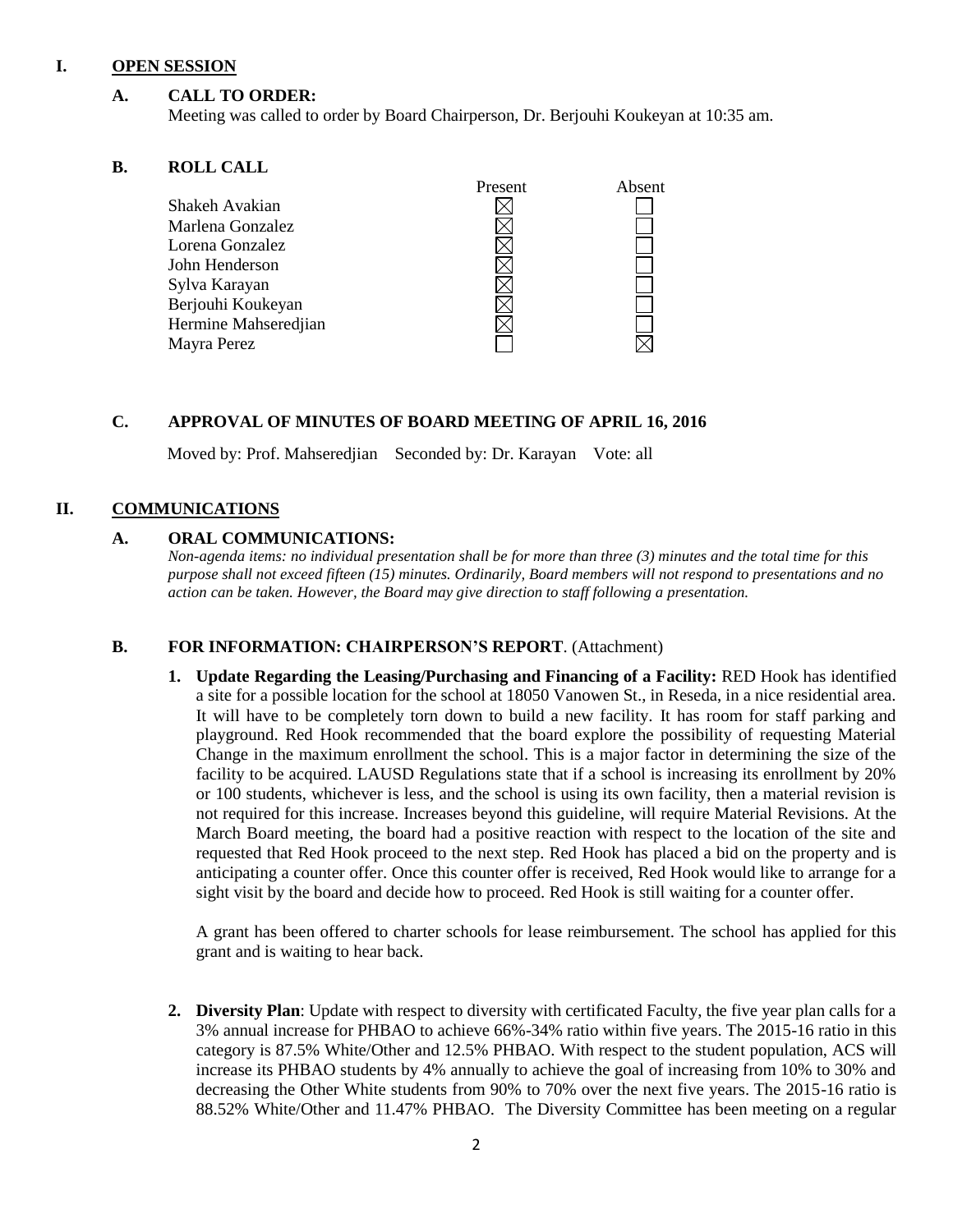## I. OPEN SESSION

### A. CALL TO ORDER:

Meeting was called to order by Board Chairperson, Dr. Berjouhi Koukeyan at 10:35 am.

### B. ROLL CALL

| | Present | Absent |
|---|---|---|
| Shakeh Avakian | ☒ | ☐ |
| Marlena Gonzalez | ☒ | ☐ |
| Lorena Gonzalez | ☒ | ☐ |
| John Henderson | ☒ | ☐ |
| Sylva Karayan | ☒ | ☐ |
| Berjouhi Koukeyan | ☒ | ☐ |
| Hermine Mahseredjian | ☒ | ☐ |
| Mayra Perez | ☐ | ☒ |

### C. APPROVAL OF MINUTES OF BOARD MEETING OF APRIL 16, 2016

Moved by: Prof. Mahseredjian Seconded by: Dr. Karayan Vote: all

## II. COMMUNICATIONS

### A. ORAL COMMUNICATIONS:

*Non-agenda items: no individual presentation shall be for more than three (3) minutes and the total time for this purpose shall not exceed fifteen (15) minutes. Ordinarily, Board members will not respond to presentations and no action can be taken. However, the Board may give direction to staff following a presentation.*

### B. FOR INFORMATION: CHAIRPERSON'S REPORT. (Attachment)

1. **Update Regarding the Leasing/Purchasing and Financing of a Facility:** RED Hook has identified a site for a possible location for the school at 18050 Vanowen St., in Reseda, in a nice residential area. It will have to be completely torn down to build a new facility. It has room for staff parking and playground. Red Hook recommended that the board explore the possibility of requesting Material Change in the maximum enrollment the school. This is a major factor in determining the size of the facility to be acquired. LAUSD Regulations state that if a school is increasing its enrollment by 20% or 100 students, whichever is less, and the school is using its own facility, then a material revision is not required for this increase. Increases beyond this guideline, will require Material Revisions. At the March Board meeting, the board had a positive reaction with respect to the location of the site and requested that Red Hook proceed to the next step. Red Hook has placed a bid on the property and is anticipating a counter offer. Once this counter offer is received, Red Hook would like to arrange for a sight visit by the board and decide how to proceed. Red Hook is still waiting for a counter offer.

   A grant has been offered to charter schools for lease reimbursement. The school has applied for this grant and is waiting to hear back.

2. **Diversity Plan**: Update with respect to diversity with certificated Faculty, the five year plan calls for a 3% annual increase for PHBAO to achieve 66%-34% ratio within five years. The 2015-16 ratio in this category is 87.5% White/Other and 12.5% PHBAO. With respect to the student population, ACS will increase its PHBAO students by 4% annually to achieve the goal of increasing from 10% to 30% and decreasing the Other White students from 90% to 70% over the next five years. The 2015-16 ratio is 88.52% White/Other and 11.47% PHBAO. The Diversity Committee has been meeting on a regular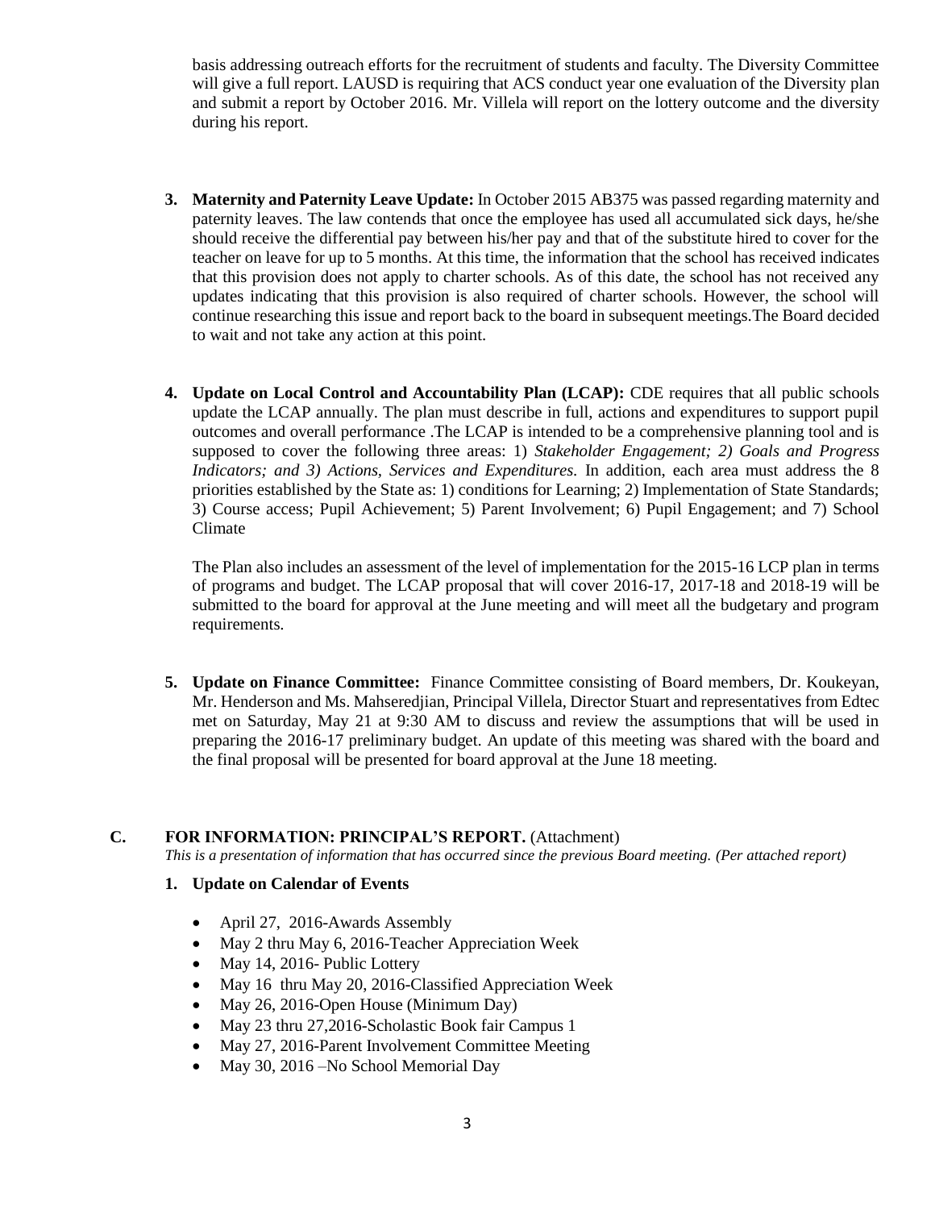basis addressing outreach efforts for the recruitment of students and faculty. The Diversity Committee will give a full report. LAUSD is requiring that ACS conduct year one evaluation of the Diversity plan and submit a report by October 2016. Mr. Villela will report on the lottery outcome and the diversity during his report.

3. **Maternity and Paternity Leave Update:** In October 2015 AB375 was passed regarding maternity and paternity leaves. The law contends that once the employee has used all accumulated sick days, he/she should receive the differential pay between his/her pay and that of the substitute hired to cover for the teacher on leave for up to 5 months. At this time, the information that the school has received indicates that this provision does not apply to charter schools. As of this date, the school has not received any updates indicating that this provision is also required of charter schools. However, the school will continue researching this issue and report back to the board in subsequent meetings.The Board decided to wait and not take any action at this point.

4. **Update on Local Control and Accountability Plan (LCAP):** CDE requires that all public schools update the LCAP annually. The plan must describe in full, actions and expenditures to support pupil outcomes and overall performance .The LCAP is intended to be a comprehensive planning tool and is supposed to cover the following three areas: 1) *Stakeholder Engagement; 2) Goals and Progress Indicators; and 3) Actions, Services and Expenditures.* In addition, each area must address the 8 priorities established by the State as: 1) conditions for Learning; 2) Implementation of State Standards; 3) Course access; Pupil Achievement; 5) Parent Involvement; 6) Pupil Engagement; and 7) School Climate

   The Plan also includes an assessment of the level of implementation for the 2015-16 LCP plan in terms of programs and budget. The LCAP proposal that will cover 2016-17, 2017-18 and 2018-19 will be submitted to the board for approval at the June meeting and will meet all the budgetary and program requirements.

5. **Update on Finance Committee:** Finance Committee consisting of Board members, Dr. Koukeyan, Mr. Henderson and Ms. Mahseredjian, Principal Villela, Director Stuart and representatives from Edtec met on Saturday, May 21 at 9:30 AM to discuss and review the assumptions that will be used in preparing the 2016-17 preliminary budget. An update of this meeting was shared with the board and the final proposal will be presented for board approval at the June 18 meeting.

## C. FOR INFORMATION: PRINCIPAL'S REPORT. (Attachment)

*This is a presentation of information that has occurred since the previous Board meeting. (Per attached report)*

### 1. Update on Calendar of Events

- April 27, 2016-Awards Assembly
- May 2 thru May 6, 2016-Teacher Appreciation Week
- May 14, 2016- Public Lottery
- May 16 thru May 20, 2016-Classified Appreciation Week
- May 26, 2016-Open House (Minimum Day)
- May 23 thru 27,2016-Scholastic Book fair Campus 1
- May 27, 2016-Parent Involvement Committee Meeting
- May 30, 2016 –No School Memorial Day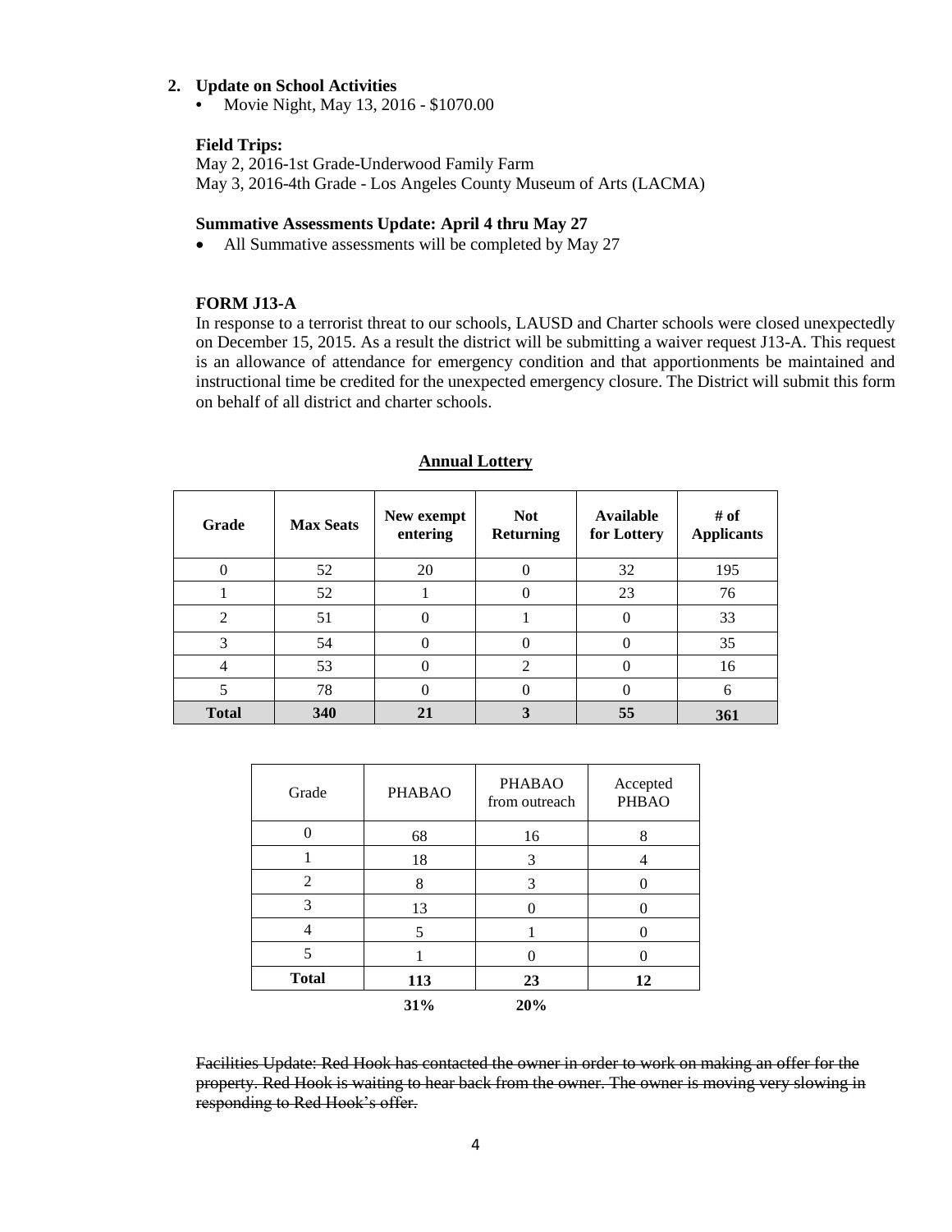**2. Update on School Activities**

- Movie Night, May 13, 2016 - $1070.00

**Field Trips:**

May 2, 2016-1st Grade-Underwood Family Farm
May 3, 2016-4th Grade - Los Angeles County Museum of Arts (LACMA)

**Summative Assessments Update: April 4 thru May 27**

- All Summative assessments will be completed by May 27

**FORM J13-A**

In response to a terrorist threat to our schools, LAUSD and Charter schools were closed unexpectedly on December 15, 2015. As a result the district will be submitting a waiver request J13-A. This request is an allowance of attendance for emergency condition and that apportionments be maintained and instructional time be credited for the unexpected emergency closure. The District will submit this form on behalf of all district and charter schools.

**Annual Lottery**

| Grade | Max Seats | New exempt entering | Not Returning | Available for Lottery | # of Applicants |
|---|---|---|---|---|---|
| 0 | 52 | 20 | 0 | 32 | 195 |
| 1 | 52 | 1 | 0 | 23 | 76 |
| 2 | 51 | 0 | 1 | 0 | 33 |
| 3 | 54 | 0 | 0 | 0 | 35 |
| 4 | 53 | 0 | 2 | 0 | 16 |
| 5 | 78 | 0 | 0 | 0 | 6 |
| **Total** | **340** | **21** | **3** | **55** | **361** |

| Grade | PHABAO | PHABAO from outreach | Accepted PHBAO |
|---|---|---|---|
| 0 | 68 | 16 | 8 |
| 1 | 18 | 3 | 4 |
| 2 | 8 | 3 | 0 |
| 3 | 13 | 0 | 0 |
| 4 | 5 | 1 | 0 |
| 5 | 1 | 0 | 0 |
| **Total** | **113** | **23** | **12** |
| | **31%** | **20%** | |

~~Facilities Update: Red Hook has contacted the owner in order to work on making an offer for the property. Red Hook is waiting to hear back from the owner. The owner is moving very slowing in responding to Red Hook's offer.~~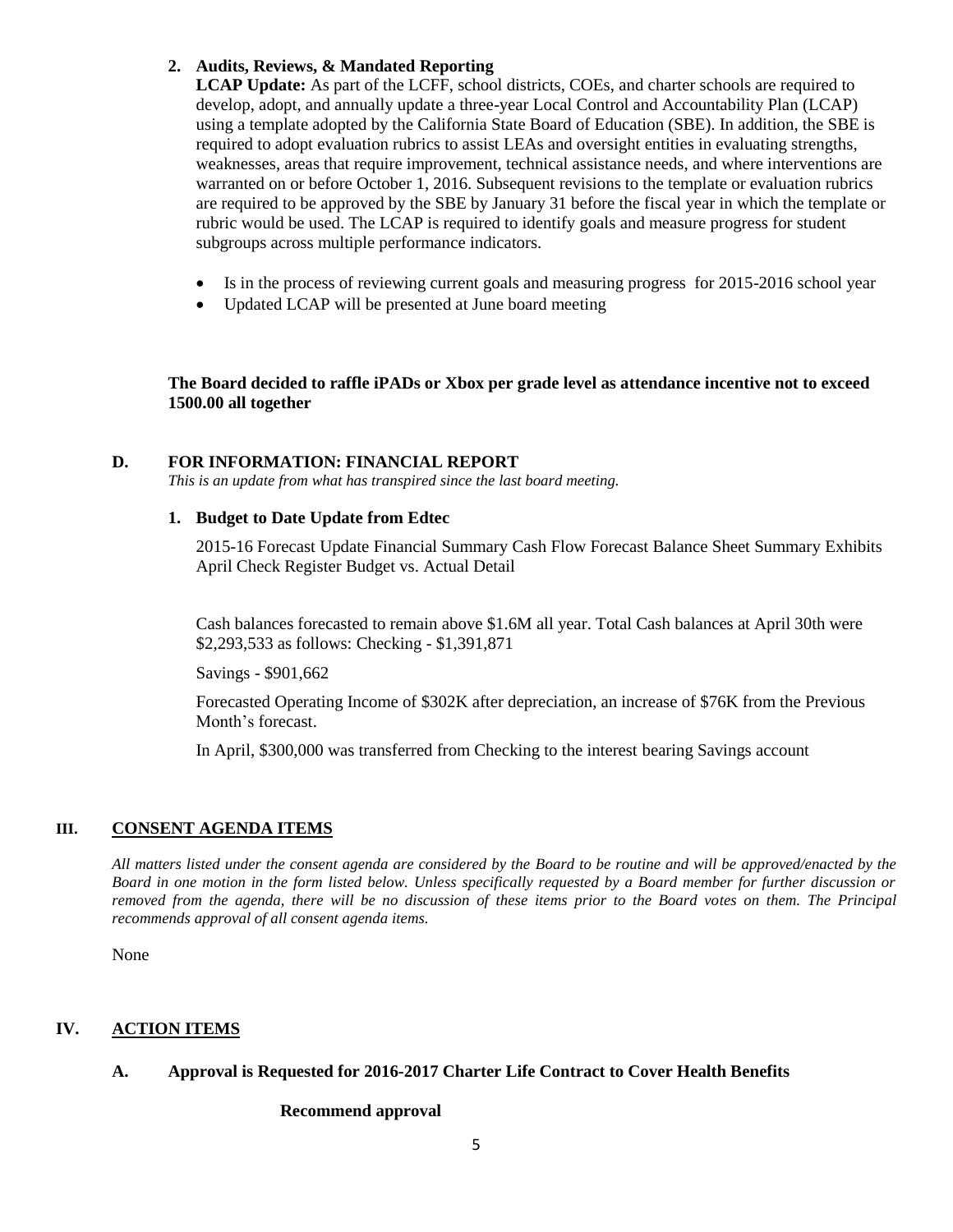**2. Audits, Reviews, & Mandated Reporting**

**LCAP Update:** As part of the LCFF, school districts, COEs, and charter schools are required to develop, adopt, and annually update a three-year Local Control and Accountability Plan (LCAP) using a template adopted by the California State Board of Education (SBE). In addition, the SBE is required to adopt evaluation rubrics to assist LEAs and oversight entities in evaluating strengths, weaknesses, areas that require improvement, technical assistance needs, and where interventions are warranted on or before October 1, 2016. Subsequent revisions to the template or evaluation rubrics are required to be approved by the SBE by January 31 before the fiscal year in which the template or rubric would be used. The LCAP is required to identify goals and measure progress for student subgroups across multiple performance indicators.

- Is in the process of reviewing current goals and measuring progress for 2015-2016 school year
- Updated LCAP will be presented at June board meeting

**The Board decided to raffle iPADs or Xbox per grade level as attendance incentive not to exceed 1500.00 all together**

## D. FOR INFORMATION: FINANCIAL REPORT

*This is an update from what has transpired since the last board meeting.*

**1. Budget to Date Update from Edtec**

2015-16 Forecast Update Financial Summary Cash Flow Forecast Balance Sheet Summary Exhibits April Check Register Budget vs. Actual Detail

Cash balances forecasted to remain above $1.6M all year. Total Cash balances at April 30th were $2,293,533 as follows: Checking - $1,391,871

Savings - $901,662

Forecasted Operating Income of $302K after depreciation, an increase of $76K from the Previous Month's forecast.

In April, $300,000 was transferred from Checking to the interest bearing Savings account

# III. CONSENT AGENDA ITEMS

*All matters listed under the consent agenda are considered by the Board to be routine and will be approved/enacted by the Board in one motion in the form listed below. Unless specifically requested by a Board member for further discussion or removed from the agenda, there will be no discussion of these items prior to the Board votes on them. The Principal recommends approval of all consent agenda items.*

None

# IV. ACTION ITEMS

## A. Approval is Requested for 2016-2017 Charter Life Contract to Cover Health Benefits

**Recommend approval**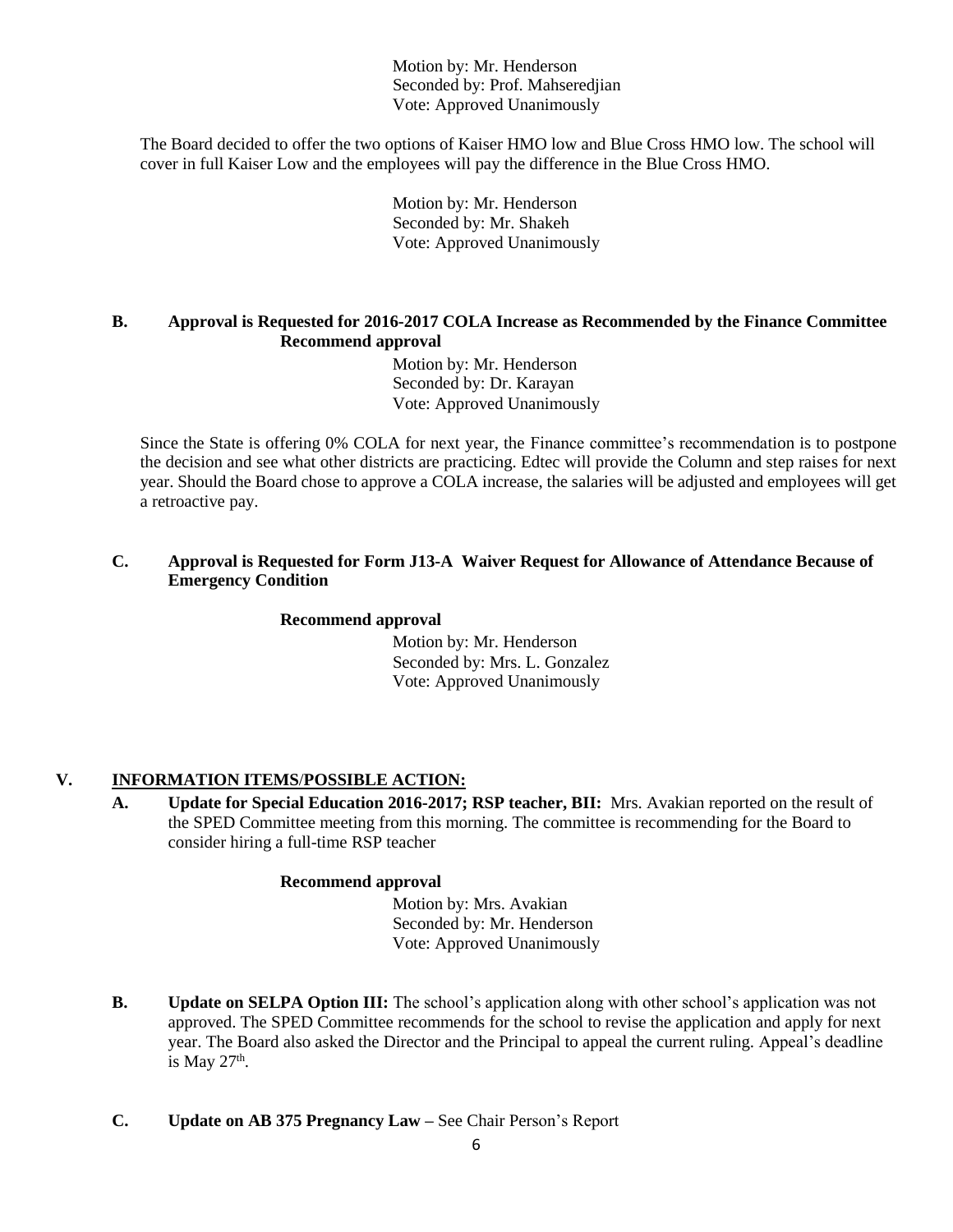Motion by: Mr. Henderson
Seconded by: Prof. Mahseredjian
Vote: Approved Unanimously

The Board decided to offer the two options of Kaiser HMO low and Blue Cross HMO low. The school will cover in full Kaiser Low and the employees will pay the difference in the Blue Cross HMO.

Motion by: Mr. Henderson
Seconded by: Mr. Shakeh
Vote: Approved Unanimously

**B. Approval is Requested for 2016-2017 COLA Increase as Recommended by the Finance Committee**
**Recommend approval**

Motion by: Mr. Henderson
Seconded by: Dr. Karayan
Vote: Approved Unanimously

Since the State is offering 0% COLA for next year, the Finance committee's recommendation is to postpone the decision and see what other districts are practicing. Edtec will provide the Column and step raises for next year. Should the Board chose to approve a COLA increase, the salaries will be adjusted and employees will get a retroactive pay.

**C. Approval is Requested for Form J13-A Waiver Request for Allowance of Attendance Because of Emergency Condition**

**Recommend approval**

Motion by: Mr. Henderson
Seconded by: Mrs. L. Gonzalez
Vote: Approved Unanimously

## V. INFORMATION ITEMS/POSSIBLE ACTION:

**A. Update for Special Education 2016-2017; RSP teacher, BII:** Mrs. Avakian reported on the result of the SPED Committee meeting from this morning. The committee is recommending for the Board to consider hiring a full-time RSP teacher

**Recommend approval**

Motion by: Mrs. Avakian
Seconded by: Mr. Henderson
Vote: Approved Unanimously

**B. Update on SELPA Option III:** The school's application along with other school's application was not approved. The SPED Committee recommends for the school to revise the application and apply for next year. The Board also asked the Director and the Principal to appeal the current ruling. Appeal's deadline is May 27th.

**C. Update on AB 375 Pregnancy Law –** See Chair Person's Report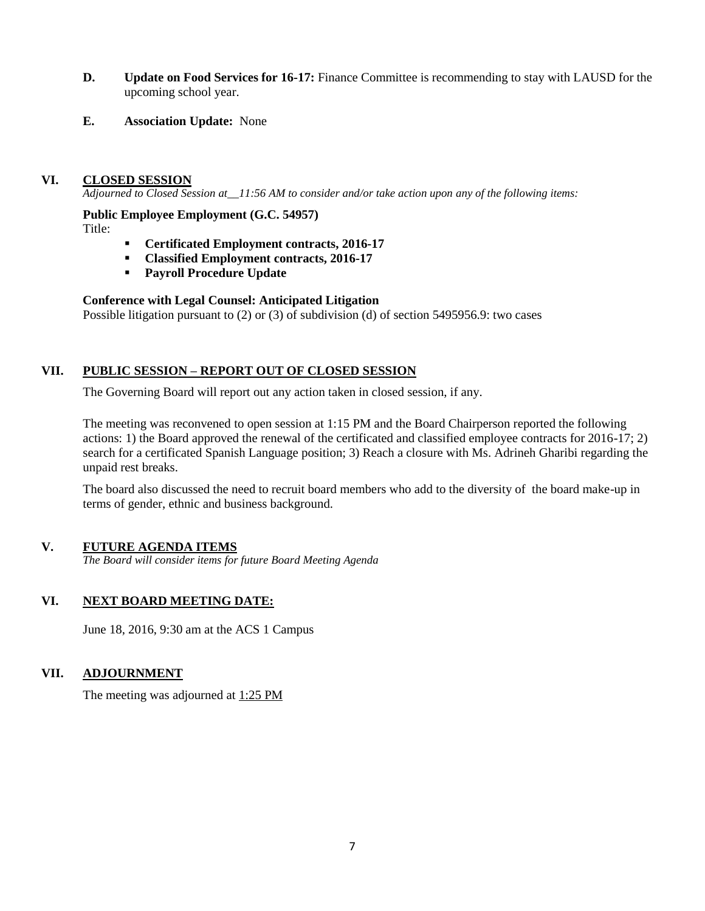**D.** **Update on Food Services for 16-17:** Finance Committee is recommending to stay with LAUSD for the upcoming school year.

**E.** **Association Update:** None

## VI. CLOSED SESSION

*Adjourned to Closed Session at__11:56 AM to consider and/or take action upon any of the following items:*

**Public Employee Employment (G.C. 54957)**

Title:

- **Certificated Employment contracts, 2016-17**
- **Classified Employment contracts, 2016-17**
- **Payroll Procedure Update**

**Conference with Legal Counsel: Anticipated Litigation**

Possible litigation pursuant to (2) or (3) of subdivision (d) of section 5495956.9: two cases

## VII. PUBLIC SESSION – REPORT OUT OF CLOSED SESSION

The Governing Board will report out any action taken in closed session, if any.

The meeting was reconvened to open session at 1:15 PM and the Board Chairperson reported the following actions: 1) the Board approved the renewal of the certificated and classified employee contracts for 2016-17; 2) search for a certificated Spanish Language position; 3) Reach a closure with Ms. Adrineh Gharibi regarding the unpaid rest breaks.

The board also discussed the need to recruit board members who add to the diversity of the board make-up in terms of gender, ethnic and business background.

## V. FUTURE AGENDA ITEMS

*The Board will consider items for future Board Meeting Agenda*

## VI. NEXT BOARD MEETING DATE:

June 18, 2016, 9:30 am at the ACS 1 Campus

## VII. ADJOURNMENT

The meeting was adjourned at 1:25 PM